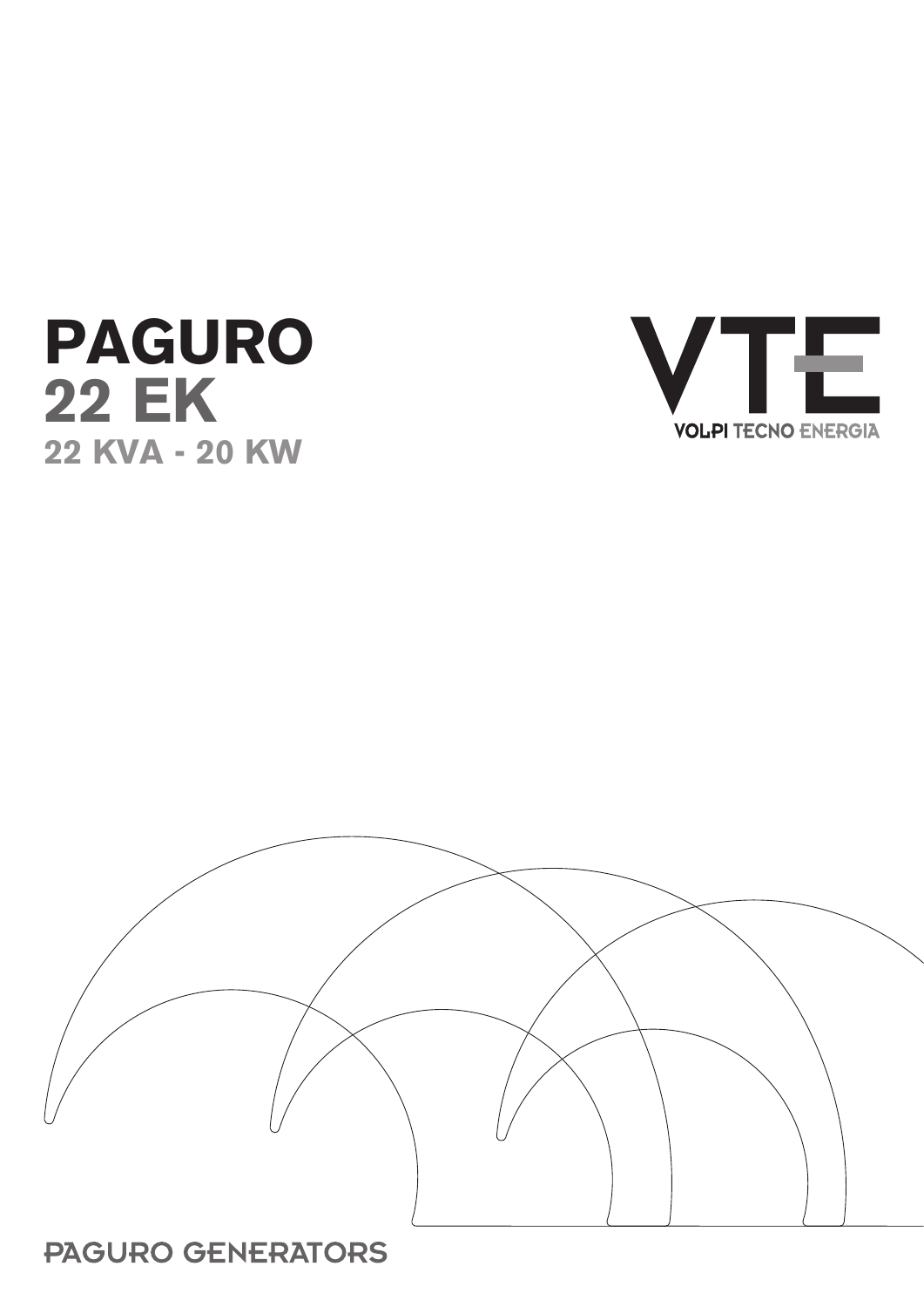# PAGURO
## 22 EK
### 22 KVA - 20 KW

VTE
VOLPI TECNO ENERGIA

PAGURO GENERATORS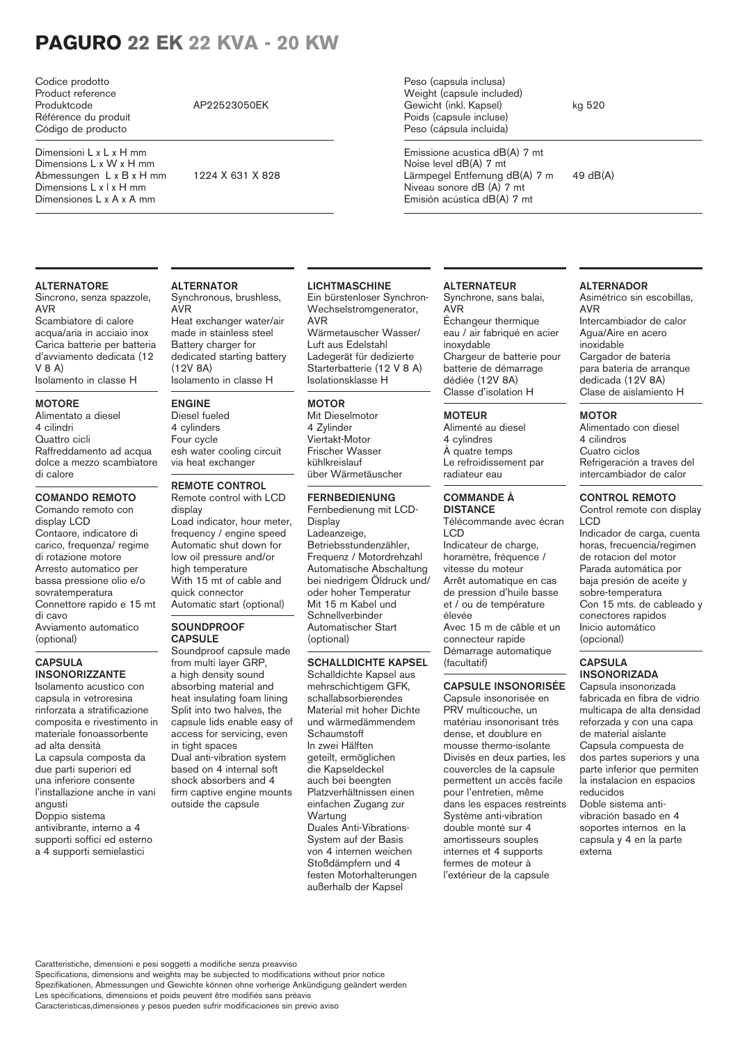# PAGURO 22 EK 22 KVA - 20 KW

| | |
|---|---|
| Codice prodotto<br>Product reference<br>Produktcode<br>Référence du produit<br>Código de producto | AP22523050EK |
| Dimensioni L x L x H mm<br>Dimensions L x W x H mm<br>Abmessungen L x B x H mm<br>Dimensions L x l x H mm<br>Dimensiones L x A x A mm | 1224 X 631 X 828 |
| Peso (capsula inclusa)<br>Weight (capsule included)<br>Gewicht (inkl. Kapsel)<br>Poids (capsule incluse)<br>Peso (cápsula incluida) | kg 520 |
| Emissione acustica dB(A) 7 mt<br>Noise level dB(A) 7 mt<br>Lärmpegel Entfernung dB(A) 7 m<br>Niveau sonore dB (A) 7 mt<br>Emisión acústica dB(A) 7 mt | 49 dB(A) |

**ALTERNATORE**
Sincrono, senza spazzole, AVR
Scambiatore di calore acqua/aria in acciaio inox
Carica batterie per batteria d'avviamento dedicata (12 V 8 A)
Isolamento in classe H

**MOTORE**
Alimentato a diesel
4 cilindri
Quattro cicli
Raffreddamento ad acqua dolce a mezzo scambiatore di calore

**COMANDO REMOTO**
Comando remoto con display LCD
Contaore, indicatore di carico, frequenza/ regime di rotazione motore
Arresto automatico per bassa pressione olio e/o sovratemperatura
Connettore rapido e 15 mt di cavo
Avviamento automatico (optional)

**CAPSULA INSONORIZZANTE**
Isolamento acustico con capsula in vetroresina rinforzata a stratificazione composita e rivestimento in materiale fonoassorbente ad alta densità
La capsula composta da due parti superiori ed una inferiore consente l'installazione anche in vani angusti
Doppio sistema antivibrante, interno a 4 supporti soffici ed esterno a 4 supporti semielastici

**ALTERNATOR**
Synchronous, brushless, AVR
Heat exchanger water/air made in stainless steel
Battery charger for dedicated starting battery (12V 8A)
Isolamento in classe H

**ENGINE**
Diesel fueled
4 cylinders
Four cycle
esh water cooling circuit via heat exchanger

**REMOTE CONTROL**
Remote control with LCD display
Load indicator, hour meter, frequency / engine speed
Automatic shut down for low oil pressure and/or high temperature
With 15 mt of cable and quick connector
Automatic start (optional)

**SOUNDPROOF CAPSULE**
Soundproof capsule made from multi layer GRP, a high density sound absorbing material and heat insulating foam lining
Split into two halves, the capsule lids enable easy of access for servicing, even in tight spaces
Dual anti-vibration system based on 4 internal soft shock absorbers and 4 firm captive engine mounts outside the capsule

**LICHTMASCHINE**
Ein bürstenloser Synchron-Wechselstromgenerator, AVR
Wärmetauscher Wasser/ Luft aus Edelstahl
Ladegerät für dedizierte Starterbatterie (12 V 8 A)
Isolationsklasse H

**MOTOR**
Mit Dieselmotor
4 Zylinder
Viertakt-Motor
Frischer Wasser kühlkreislauf über Wärmetäuscher

**FERNBEDIENUNG**
Fernbedienung mit LCD-Display
Ladeanzeige, Betriebsstundenzähler, Frequenz / Motordrehzahl
Automatische Abschaltung bei niedrigem Öldruck und/ oder hoher Temperatur
Mit 15 m Kabel und Schnellverbinder
Automatischer Start (optional)

**SCHALLDICHTE KAPSEL**
Schalldichte Kapsel aus mehrschichtigem GFK, schallabsorbierendes Material mit hoher Dichte und wärmedämmendem Schaumstoff
In zwei Hälften geteilt, ermöglichen die Kapseldeckel auch bei beengten Platzverhältnissen einen einfachen Zugang zur Wartung
Duales Anti-Vibrations-System auf der Basis von 4 internen weichen Stoßdämpfern und 4 festen Motorhalterungen außerhalb der Kapsel

**ALTERNATEUR**
Synchrone, sans balai, AVR
Échangeur thermique eau / air fabriqué en acier inoxydable
Chargeur de batterie pour batterie de démarrage dédiée (12V 8A)
Classe d'isolation H

**MOTEUR**
Alimenté au diesel
4 cylindres
À quatre temps
Le refroidissement par radiateur eau

**COMMANDE À DISTANCE**
Télécommande avec écran LCD
Indicateur de charge, horamètre, fréquence / vitesse du moteur
Arrêt automatique en cas de pression d'huile basse et / ou de température élevée
Avec 15 m de câble et un connecteur rapide
Démarrage automatique (facultatif)

**CAPSULE INSONORISÉE**
Capsule insonorisée en PRV multicouche, un matériau insonorisant très dense, et doublure en mousse thermo-isolante
Divisés en deux parties, les couvercles de la capsule permettent un accès facile pour l'entretien, même dans les espaces restreints
Système anti-vibration double monté sur 4 amortisseurs souples internes et 4 supports fermes de moteur à l'extérieur de la capsule

**ALTERNADOR**
Asimétrico sin escobillas, AVR
Intercambiador de calor Agua/Aire en acero inoxidable
Cargador de batería para batería de arranque dedicada (12V 8A)
Clase de aislamiento H

**MOTOR**
Alimentado con diesel
4 cilindros
Cuatro ciclos
Refrigeración a traves del intercambiador de calor

**CONTROL REMOTO**
Control remote con display LCD
Indicador de carga, cuenta horas, frecuencia/regimen de rotacion del motor
Parada automática por baja presión de aceite y sobre-temperatura
Con 15 mts. de cableado y conectores rapidos
Inicio automático (opcional)

**CAPSULA INSONORIZADA**
Capsula insonorizada fabricada en fibra de vidrio multicapa de alta densidad reforzada y con una capa de material aislante
Capsula compuesta de dos partes superiors y una parte inferior que permiten la instalacion en espacios reducidos
Doble sistema anti-vibración basado en 4 soportes internos en la capsula y 4 en la parte externa

Caratteristiche, dimensioni e pesi soggetti a modifiche senza preavviso
Specifications, dimensions and weights may be subjected to modifications without prior notice
Spezifikationen, Abmessungen und Gewichte können ohne vorherige Ankündigung geändert werden
Les spécifications, dimensions et poids peuvent être modifiés sans préavis
Caracteristicas,dimensiones y pesos pueden sufrir modificaciones sin previo aviso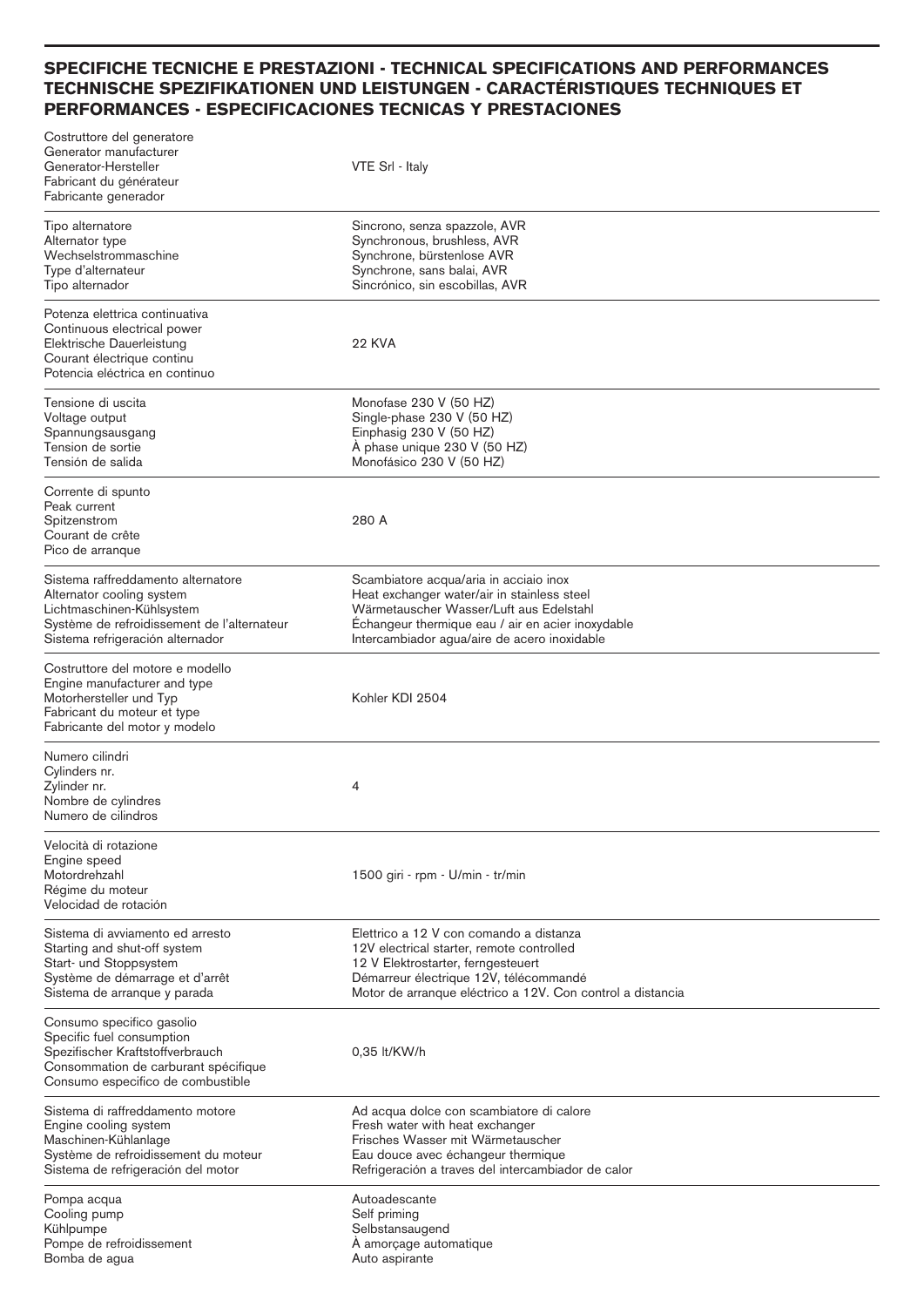## SPECIFICHE TECNICHE E PRESTAZIONI - TECHNICAL SPECIFICATIONS AND PERFORMANCES TECHNISCHE SPEZIFIKATIONEN UND LEISTUNGEN - CARACTÉRISTIQUES TECHNIQUES ET PERFORMANCES - ESPECIFICACIONES TECNICAS Y PRESTACIONES

| | |
|---|---|
| Costruttore del generatore<br>Generator manufacturer<br>Generator-Hersteller<br>Fabricant du générateur<br>Fabricante generador | VTE Srl - Italy |
| Tipo alternatore<br>Alternator type<br>Wechselstrommaschine<br>Type d'alternateur<br>Tipo alternador | Sincrono, senza spazzole, AVR<br>Synchronous, brushless, AVR<br>Synchrone, bürstenlose AVR<br>Synchrone, sans balai, AVR<br>Sincrónico, sin escobillas, AVR |
| Potenza elettrica continuativa<br>Continuous electrical power<br>Elektrische Dauerleistung<br>Courant électrique continu<br>Potencia eléctrica en continuo | 22 KVA |
| Tensione di uscita<br>Voltage output<br>Spannungsausgang<br>Tension de sortie<br>Tensión de salida | Monofase 230 V (50 HZ)<br>Single-phase 230 V (50 HZ)<br>Einphasig 230 V (50 HZ)<br>À phase unique 230 V (50 HZ)<br>Monofásico 230 V (50 HZ) |
| Corrente di spunto<br>Peak current<br>Spitzenstrom<br>Courant de crête<br>Pico de arranque | 280 A |
| Sistema raffreddamento alternatore<br>Alternator cooling system<br>Lichtmaschinen-Kühlsystem<br>Système de refroidissement de l'alternateur<br>Sistema refrigeración alternador | Scambiatore acqua/aria in acciaio inox<br>Heat exchanger water/air in stainless steel<br>Wärmetauscher Wasser/Luft aus Edelstahl<br>Échangeur thermique eau / air en acier inoxydable<br>Intercambiador agua/aire de acero inoxidable |
| Costruttore del motore e modello<br>Engine manufacturer and type<br>Motorhersteller und Typ<br>Fabricant du moteur et type<br>Fabricante del motor y modelo | Kohler KDI 2504 |
| Numero cilindri<br>Cylinders nr.<br>Zylinder nr.<br>Nombre de cylindres<br>Numero de cilindros | 4 |
| Velocità di rotazione<br>Engine speed<br>Motordrehzahl<br>Régime du moteur<br>Velocidad de rotación | 1500 giri - rpm - U/min - tr/min |
| Sistema di avviamento ed arresto<br>Starting and shut-off system<br>Start- und Stoppsystem<br>Système de démarrage et d'arrêt<br>Sistema de arranque y parada | Elettrico a 12 V con comando a distanza<br>12V electrical starter, remote controlled<br>12 V Elektrostarter, ferngesteuert<br>Démarreur électrique 12V, télécommandé<br>Motor de arranque eléctrico a 12V. Con control a distancia |
| Consumo specifico gasolio<br>Specific fuel consumption<br>Spezifischer Kraftstoffverbrauch<br>Consommation de carburant spécifique<br>Consumo especifico de combustible | 0,35 lt/KW/h |
| Sistema di raffreddamento motore<br>Engine cooling system<br>Maschinen-Kühlanlage<br>Système de refroidissement du moteur<br>Sistema de refrigeración del motor | Ad acqua dolce con scambiatore di calore<br>Fresh water with heat exchanger<br>Frisches Wasser mit Wärmetauscher<br>Eau douce avec échangeur thermique<br>Refrigeración a traves del intercambiador de calor |
| Pompa acqua<br>Cooling pump<br>Kühlpumpe<br>Pompe de refroidissement<br>Bomba de agua | Autoadescante<br>Self priming<br>Selbstansaugend<br>À amorçage automatique<br>Auto aspirante |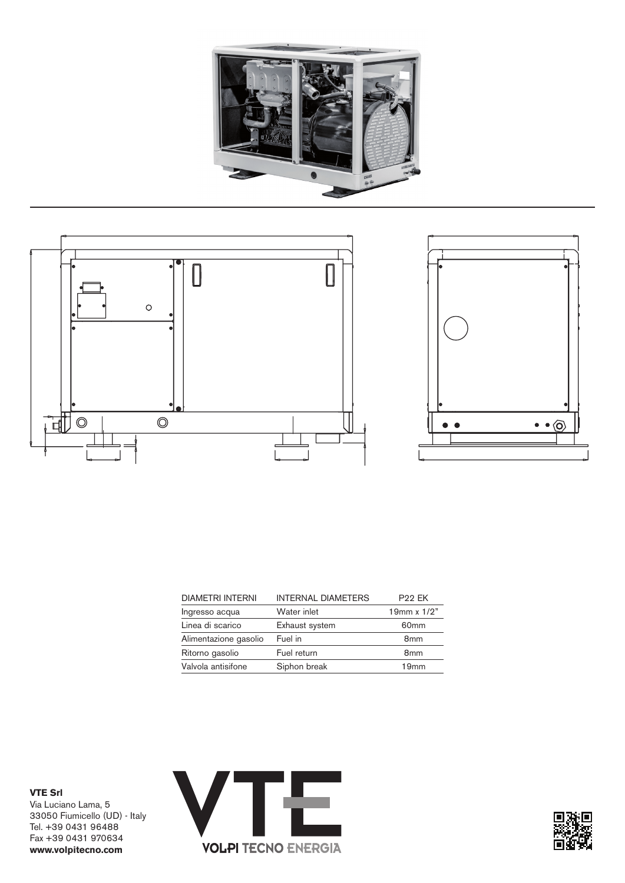| DIAMETRI INTERNI | INTERNAL DIAMETERS | P22 EK |
|---|---|---|
| Ingresso acqua | Water inlet | 19mm x 1/2" |
| Linea di scarico | Exhaust system | 60mm |
| Alimentazione gasolio | Fuel in | 8mm |
| Ritorno gasolio | Fuel return | 8mm |
| Valvola antisifone | Siphon break | 19mm |

**VTE Srl**
Via Luciano Lama, 5
33050 Fiumicello (UD) - Italy
Tel. +39 0431 96488
Fax +39 0431 970634
**www.volpitecno.com**

VTE
VOLPI TECNO ENERGIA